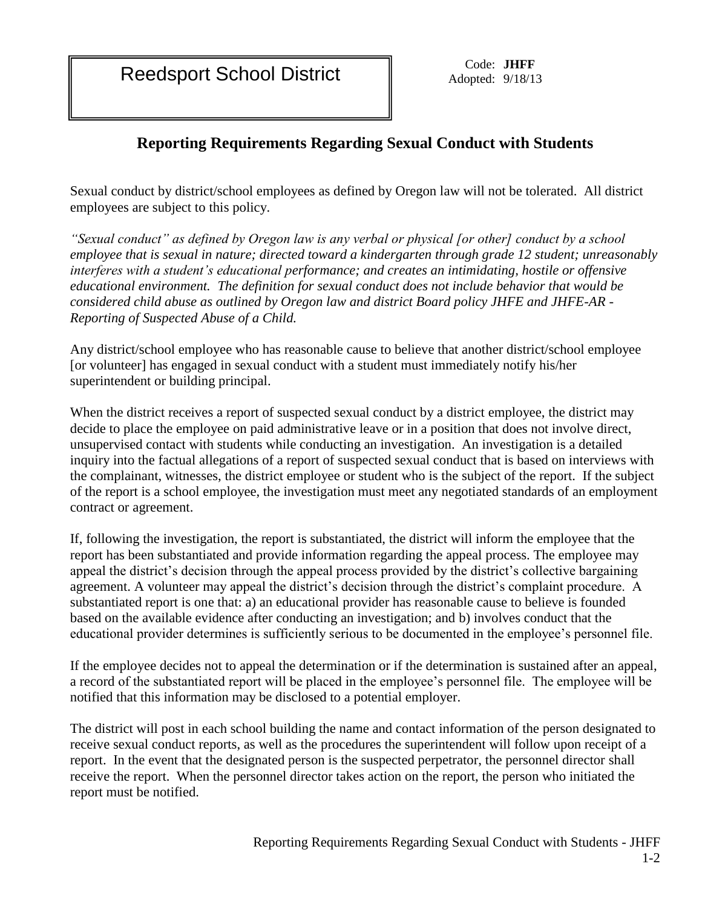Reedsport School District

Code: **JHFF**
Adopted: 9/18/13

## Reporting Requirements Regarding Sexual Conduct with Students

Sexual conduct by district/school employees as defined by Oregon law will not be tolerated. All district employees are subject to this policy.

*"Sexual conduct" as defined by Oregon law is any verbal or physical [or other] conduct by a school employee that is sexual in nature; directed toward a kindergarten through grade 12 student; unreasonably interferes with a student's educational performance; and creates an intimidating, hostile or offensive educational environment. The definition for sexual conduct does not include behavior that would be considered child abuse as outlined by Oregon law and district Board policy JHFE and JHFE-AR - Reporting of Suspected Abuse of a Child.*

Any district/school employee who has reasonable cause to believe that another district/school employee [or volunteer] has engaged in sexual conduct with a student must immediately notify his/her superintendent or building principal.

When the district receives a report of suspected sexual conduct by a district employee, the district may decide to place the employee on paid administrative leave or in a position that does not involve direct, unsupervised contact with students while conducting an investigation. An investigation is a detailed inquiry into the factual allegations of a report of suspected sexual conduct that is based on interviews with the complainant, witnesses, the district employee or student who is the subject of the report. If the subject of the report is a school employee, the investigation must meet any negotiated standards of an employment contract or agreement.

If, following the investigation, the report is substantiated, the district will inform the employee that the report has been substantiated and provide information regarding the appeal process. The employee may appeal the district's decision through the appeal process provided by the district's collective bargaining agreement. A volunteer may appeal the district's decision through the district's complaint procedure. A substantiated report is one that: a) an educational provider has reasonable cause to believe is founded based on the available evidence after conducting an investigation; and b) involves conduct that the educational provider determines is sufficiently serious to be documented in the employee's personnel file.

If the employee decides not to appeal the determination or if the determination is sustained after an appeal, a record of the substantiated report will be placed in the employee's personnel file. The employee will be notified that this information may be disclosed to a potential employer.

The district will post in each school building the name and contact information of the person designated to receive sexual conduct reports, as well as the procedures the superintendent will follow upon receipt of a report. In the event that the designated person is the suspected perpetrator, the personnel director shall receive the report. When the personnel director takes action on the report, the person who initiated the report must be notified.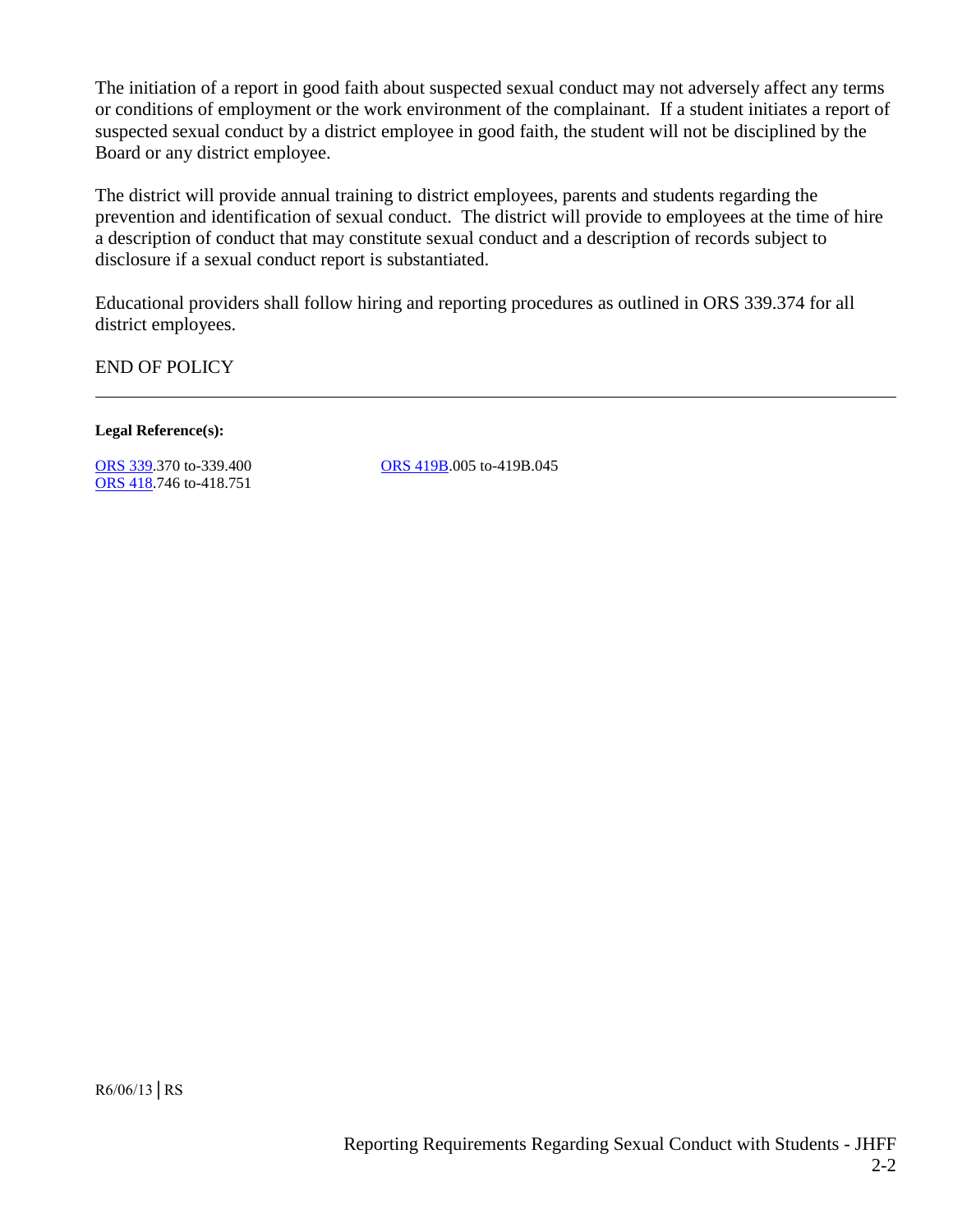The initiation of a report in good faith about suspected sexual conduct may not adversely affect any terms or conditions of employment or the work environment of the complainant. If a student initiates a report of suspected sexual conduct by a district employee in good faith, the student will not be disciplined by the Board or any district employee.

The district will provide annual training to district employees, parents and students regarding the prevention and identification of sexual conduct. The district will provide to employees at the time of hire a description of conduct that may constitute sexual conduct and a description of records subject to disclosure if a sexual conduct report is substantiated.

Educational providers shall follow hiring and reporting procedures as outlined in ORS 339.374 for all district employees.

END OF POLICY

---

**Legal Reference(s):**

ORS 339.370 to-339.400
ORS 418.746 to-418.751
ORS 419B.005 to-419B.045

R6/06/13 | RS